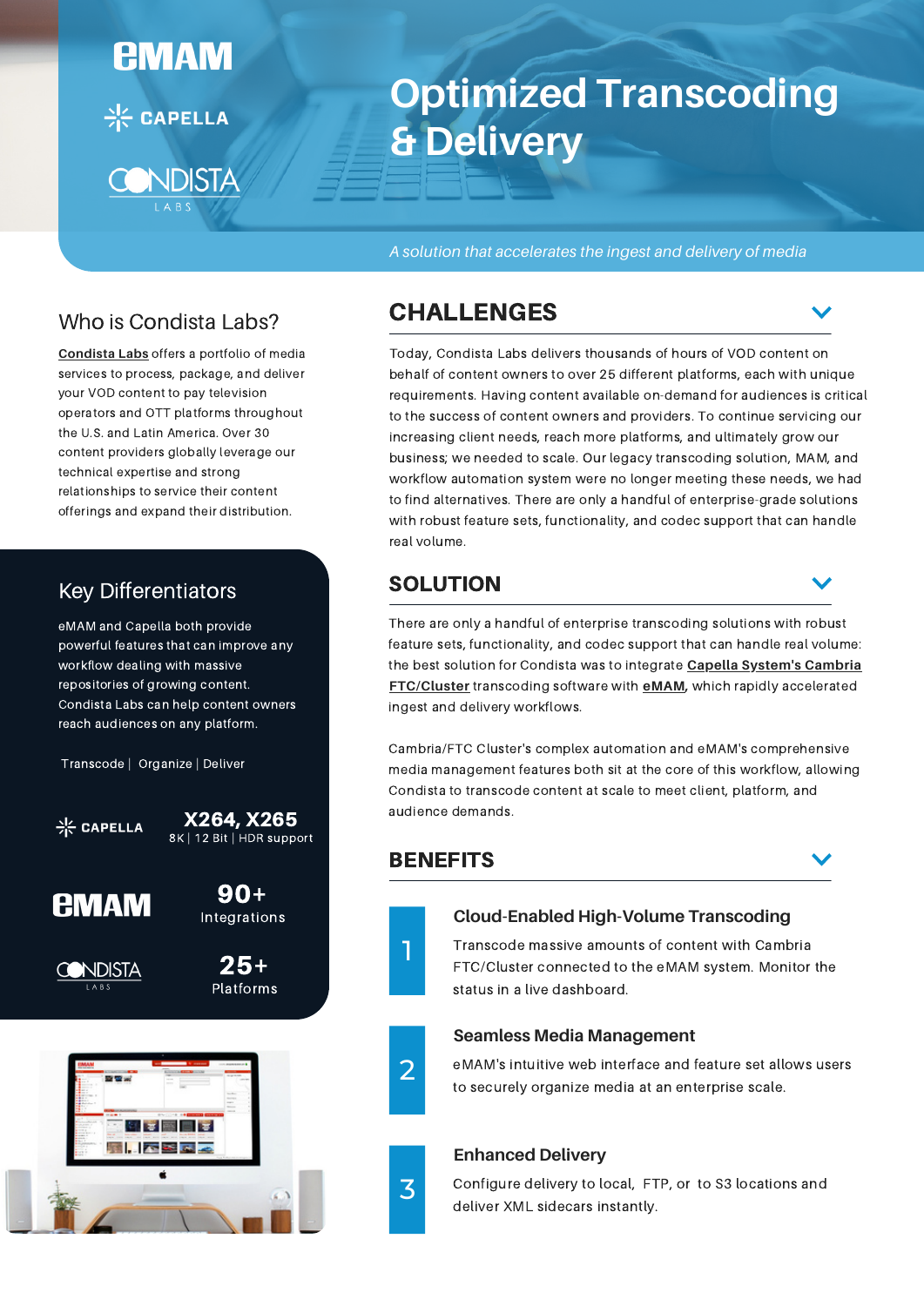eMAM

CAPELLA

CONDISTA LABS

# Optimized Transcoding & Delivery

*A solution that accelerates the ingest and delivery of media*

## Who is Condista Labs?

**Condista Labs** offers a portfolio of media services to process, package, and deliver your VOD content to pay television operators and OTT platforms throughout the U.S. and Latin America. Over 30 content providers globally leverage our technical expertise and strong relationships to service their content offerings and expand their distribution.

## Key Differentiators

eMAM and Capella both provide powerful features that can improve any workflow dealing with massive repositories of growing content. Condista Labs can help content owners reach audiences on any platform.

Transcode | Organize | Deliver

CAPELLA — **X264, X265** 8K | 12 Bit | HDR support

eMAM — **90+** Integrations

CONDISTA LABS — **25+** Platforms

## CHALLENGES

Today, Condista Labs delivers thousands of hours of VOD content on behalf of content owners to over 25 different platforms, each with unique requirements. Having content available on-demand for audiences is critical to the success of content owners and providers. To continue servicing our increasing client needs, reach more platforms, and ultimately grow our business; we needed to scale. Our legacy transcoding solution, MAM, and workflow automation system were no longer meeting these needs, we had to find alternatives. There are only a handful of enterprise-grade solutions with robust feature sets, functionality, and codec support that can handle real volume.

## SOLUTION

There are only a handful of enterprise transcoding solutions with robust feature sets, functionality, and codec support that can handle real volume: the best solution for Condista was to integrate **Capella System's Cambria FTC/Cluster** transcoding software with **eMAM**, which rapidly accelerated ingest and delivery workflows.

Cambria/FTC Cluster's complex automation and eMAM's comprehensive media management features both sit at the core of this workflow, allowing Condista to transcode content at scale to meet client, platform, and audience demands.

## BENEFITS

1. **Cloud-Enabled High-Volume Transcoding**

   Transcode massive amounts of content with Cambria FTC/Cluster connected to the eMAM system. Monitor the status in a live dashboard.

2. **Seamless Media Management**

   eMAM's intuitive web interface and feature set allows users to securely organize media at an enterprise scale.

3. **Enhanced Delivery**

   Configure delivery to local, FTP, or to S3 locations and deliver XML sidecars instantly.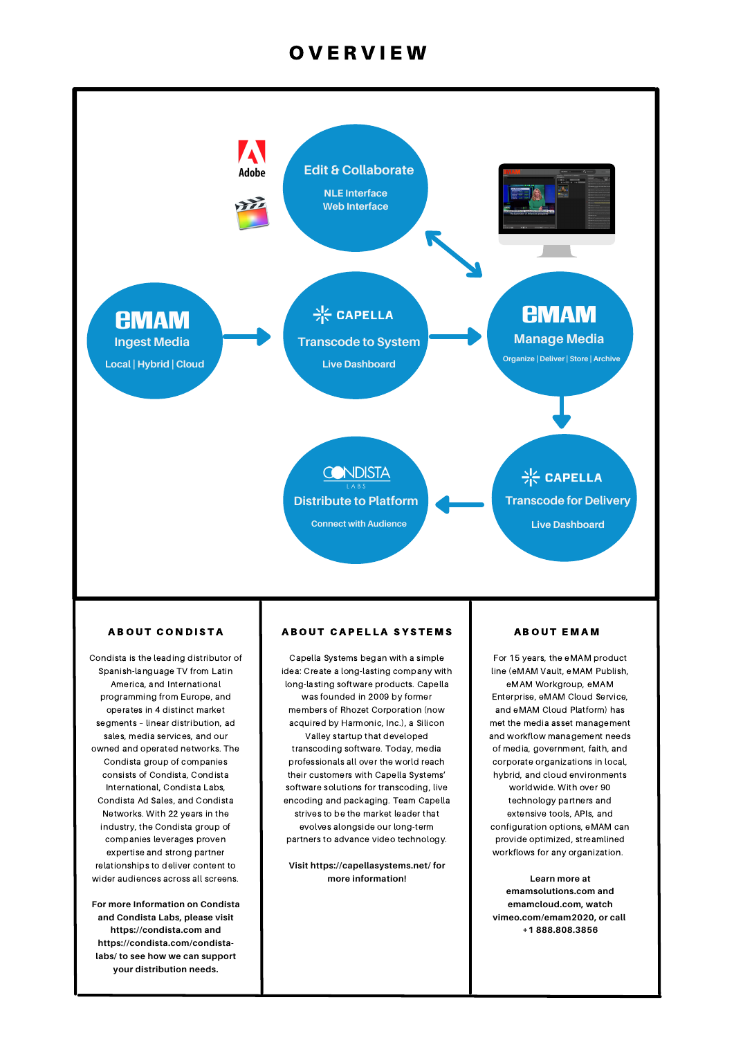# OVERVIEW

Adobe

**Edit & Collaborate**

NLE Interface
Web Interface

**eMAM**
Ingest Media
Local | Hybrid | Cloud

**CAPELLA**
Transcode to System
Live Dashboard

**eMAM**
Manage Media
Organize | Deliver | Store | Archive

**CONDISTA LABS**
Distribute to Platform
Connect with Audience

**CAPELLA**
Transcode for Delivery
Live Dashboard

## ABOUT CONDISTA

Condista is the leading distributor of Spanish-language TV from Latin America, and International programming from Europe, and operates in 4 distinct market segments - linear distribution, ad sales, media services, and our owned and operated networks. The Condista group of companies consists of Condista, Condista International, Condista Labs, Condista Ad Sales, and Condista Networks. With 22 years in the industry, the Condista group of companies leverages proven expertise and strong partner relationships to deliver content to wider audiences across all screens.

**For more Information on Condista and Condista Labs, please visit https://condista.com and https://condista.com/condista-labs/ to see how we can support your distribution needs.**

## ABOUT CAPELLA SYSTEMS

Capella Systems began with a simple idea: Create a long-lasting company with long-lasting software products. Capella was founded in 2009 by former members of Rhozet Corporation (now acquired by Harmonic, Inc.), a Silicon Valley startup that developed transcoding software. Today, media professionals all over the world reach their customers with Capella Systems' software solutions for transcoding, live encoding and packaging. Team Capella strives to be the market leader that evolves alongside our long-term partners to advance video technology.

**Visit https://capellasystems.net/ for more information!**

## ABOUT EMAM

For 15 years, the eMAM product line (eMAM Vault, eMAM Publish, eMAM Workgroup, eMAM Enterprise, eMAM Cloud Service, and eMAM Cloud Platform) has met the media asset management and workflow management needs of media, government, faith, and corporate organizations in local, hybrid, and cloud environments worldwide. With over 90 technology partners and extensive tools, APIs, and configuration options, eMAM can provide optimized, streamlined workflows for any organization.

**Learn more at emamsolutions.com and emamcloud.com, watch vimeo.com/emam2020, or call +1 888.808.3856**